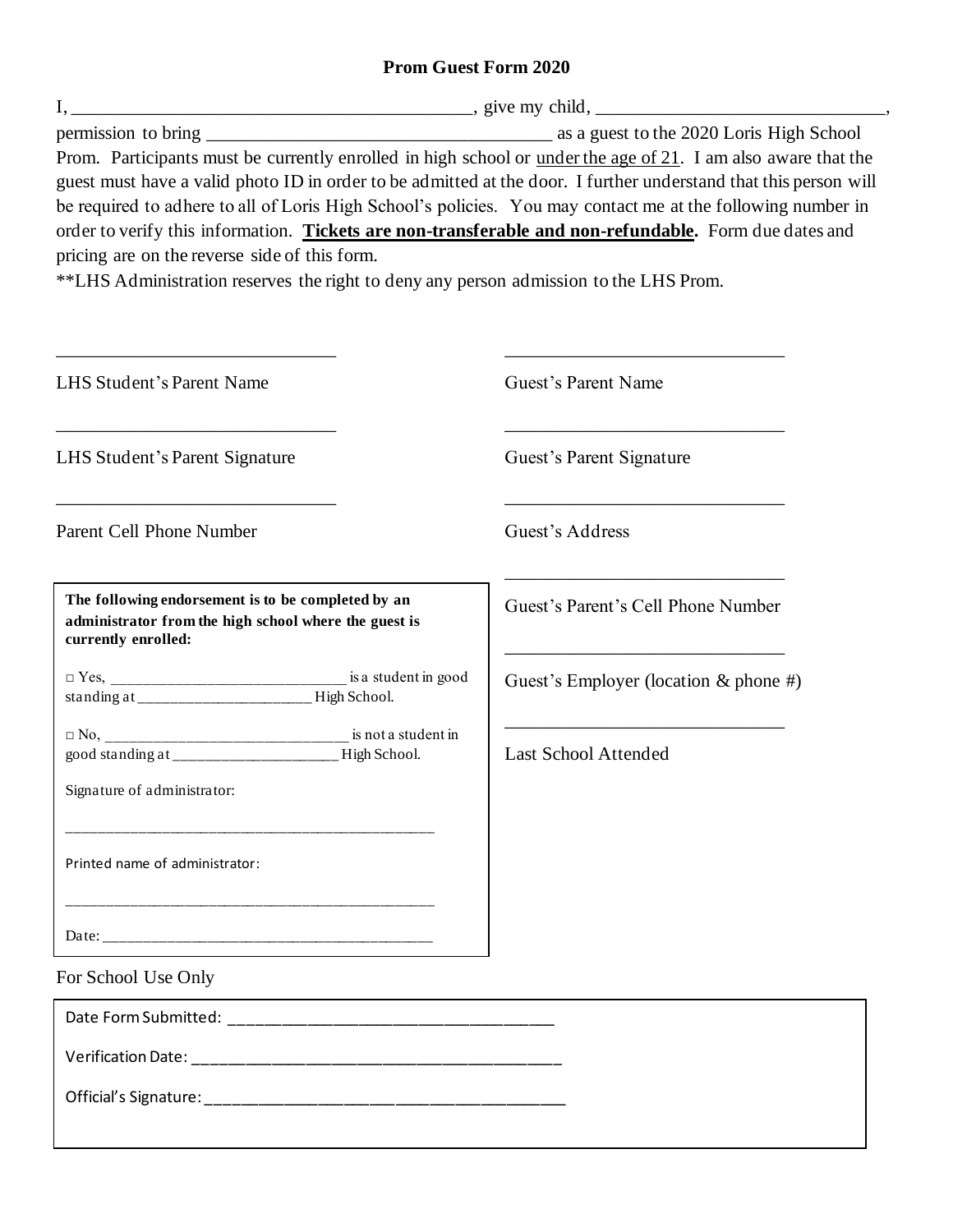# Prom Guest Form 2020

I, ____________________________________________, give my child, _______________________________, permission to bring _____________________________________ as a guest to the 2020 Loris High School Prom. Participants must be currently enrolled in high school or under the age of 21. I am also aware that the guest must have a valid photo ID in order to be admitted at the door. I further understand that this person will be required to adhere to all of Loris High School's policies. You may contact me at the following number in order to verify this information. **Tickets are non-transferable and non-refundable.** Form due dates and pricing are on the reverse side of this form.

**LHS Administration reserves the right to deny any person admission to the LHS Prom.

______________________________

LHS Student's Parent Name

______________________________

LHS Student's Parent Signature

______________________________

Parent Cell Phone Number

______________________________

Guest's Parent Name

______________________________

Guest's Parent Signature

______________________________

Guest's Address

______________________________

Guest's Parent's Cell Phone Number

______________________________

Guest's Employer (location & phone #)

______________________________

Last School Attended

**The following endorsement is to be completed by an administrator from the high school where the guest is currently enrolled:**

□ Yes, ______________________________ is a student in good standing at _______________________ High School.

□ No, ________________________________ is not a student in good standing at ______________________ High School.

Signature of administrator:

_______________________________________________

Printed name of administrator:

_______________________________________________

Date: ___________________________________________

For School Use Only

Date Form Submitted: ____________________________________

Verification Date: ________________________________________

Official's Signature: _______________________________________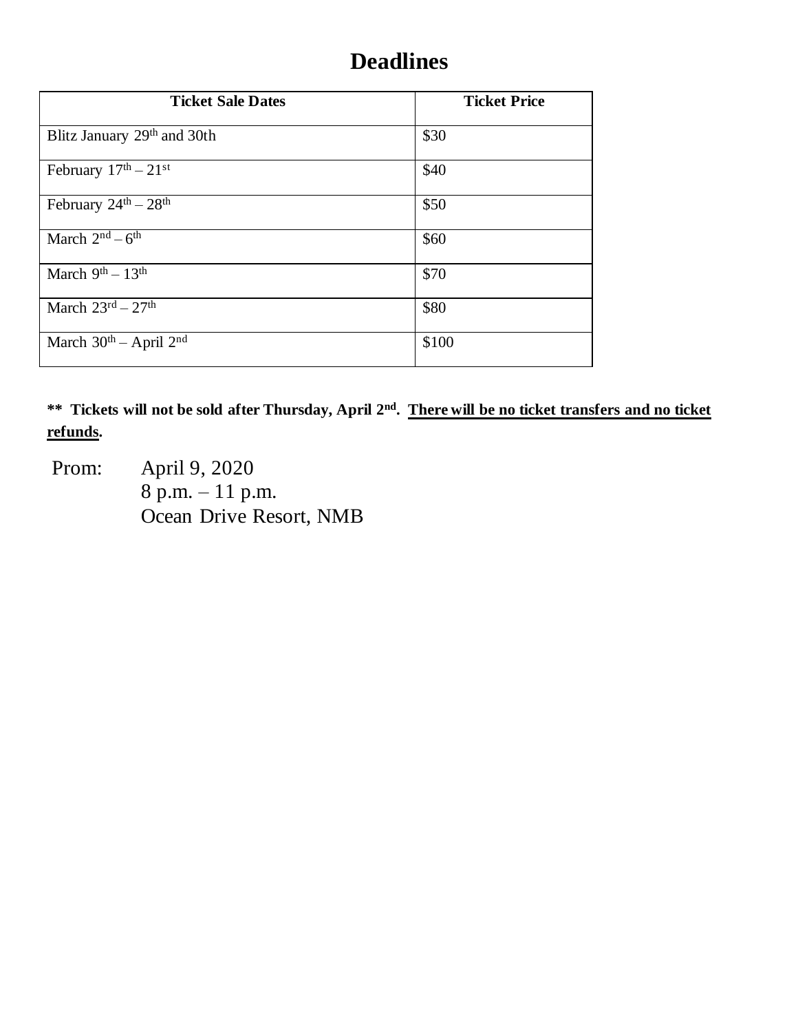# Deadlines

| Ticket Sale Dates | Ticket Price |
|---|---|
| Blitz January 29th and 30th | $30 |
| February 17th – 21st | $40 |
| February 24th – 28th | $50 |
| March 2nd – 6th | $60 |
| March 9th – 13th | $70 |
| March 23rd – 27th | $80 |
| March 30th – April 2nd | $100 |

**** Tickets will not be sold after Thursday, April 2nd. <u>There will be no ticket transfers and no ticket refunds</u>.**

Prom: April 9, 2020
8 p.m. – 11 p.m.
Ocean Drive Resort, NMB